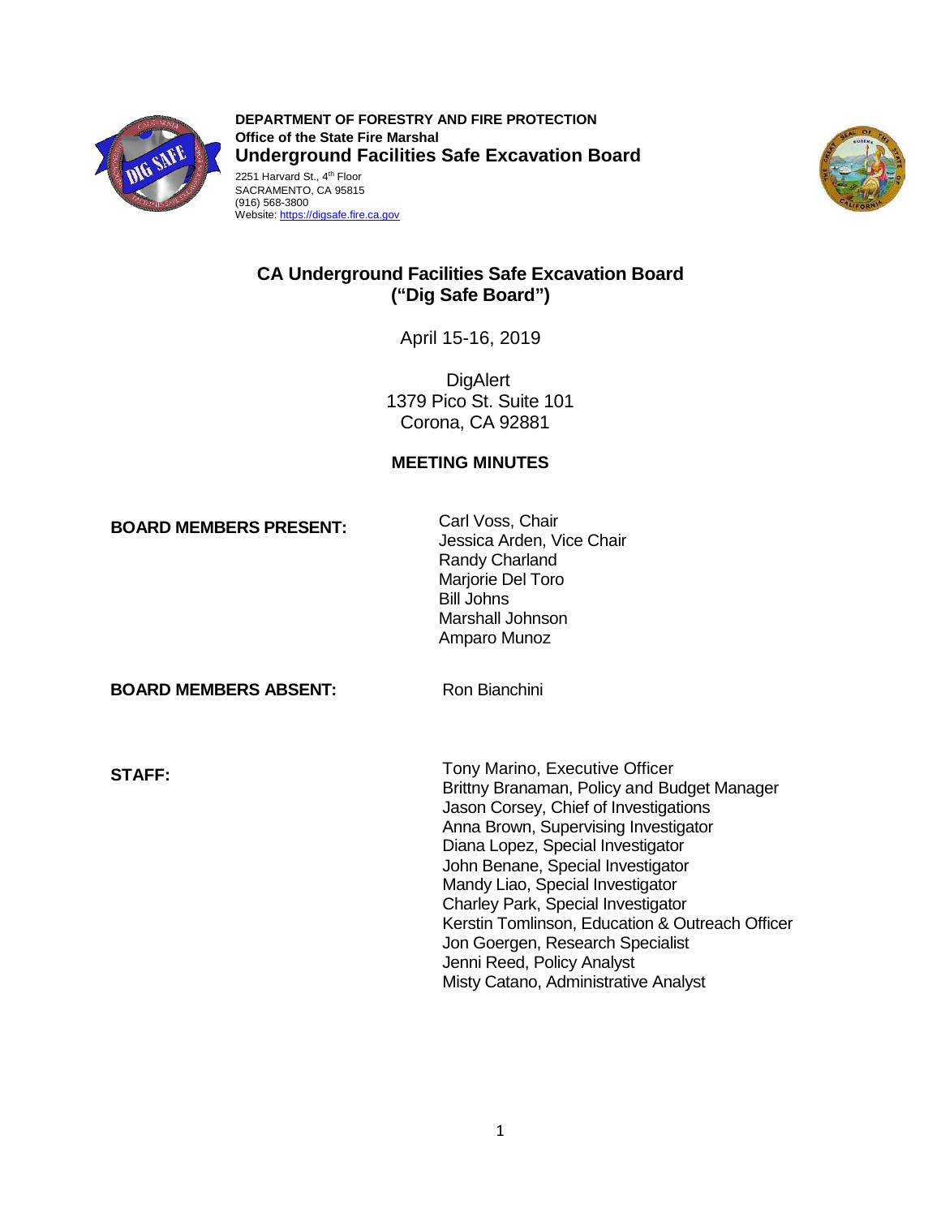**DEPARTMENT OF FORESTRY AND FIRE PROTECTION**
**Office of the State Fire Marshal**
**Underground Facilities Safe Excavation Board**
2251 Harvard St., 4th Floor
SACRAMENTO, CA 95815
(916) 568-3800
Website: https://digsafe.fire.ca.gov

# CA Underground Facilities Safe Excavation Board ("Dig Safe Board")

April 15-16, 2019

DigAlert
1379 Pico St. Suite 101
Corona, CA 92881

## MEETING MINUTES

**BOARD MEMBERS PRESENT:**

Carl Voss, Chair
Jessica Arden, Vice Chair
Randy Charland
Marjorie Del Toro
Bill Johns
Marshall Johnson
Amparo Munoz

**BOARD MEMBERS ABSENT:**

Ron Bianchini

**STAFF:**

Tony Marino, Executive Officer
Brittny Branaman, Policy and Budget Manager
Jason Corsey, Chief of Investigations
Anna Brown, Supervising Investigator
Diana Lopez, Special Investigator
John Benane, Special Investigator
Mandy Liao, Special Investigator
Charley Park, Special Investigator
Kerstin Tomlinson, Education & Outreach Officer
Jon Goergen, Research Specialist
Jenni Reed, Policy Analyst
Misty Catano, Administrative Analyst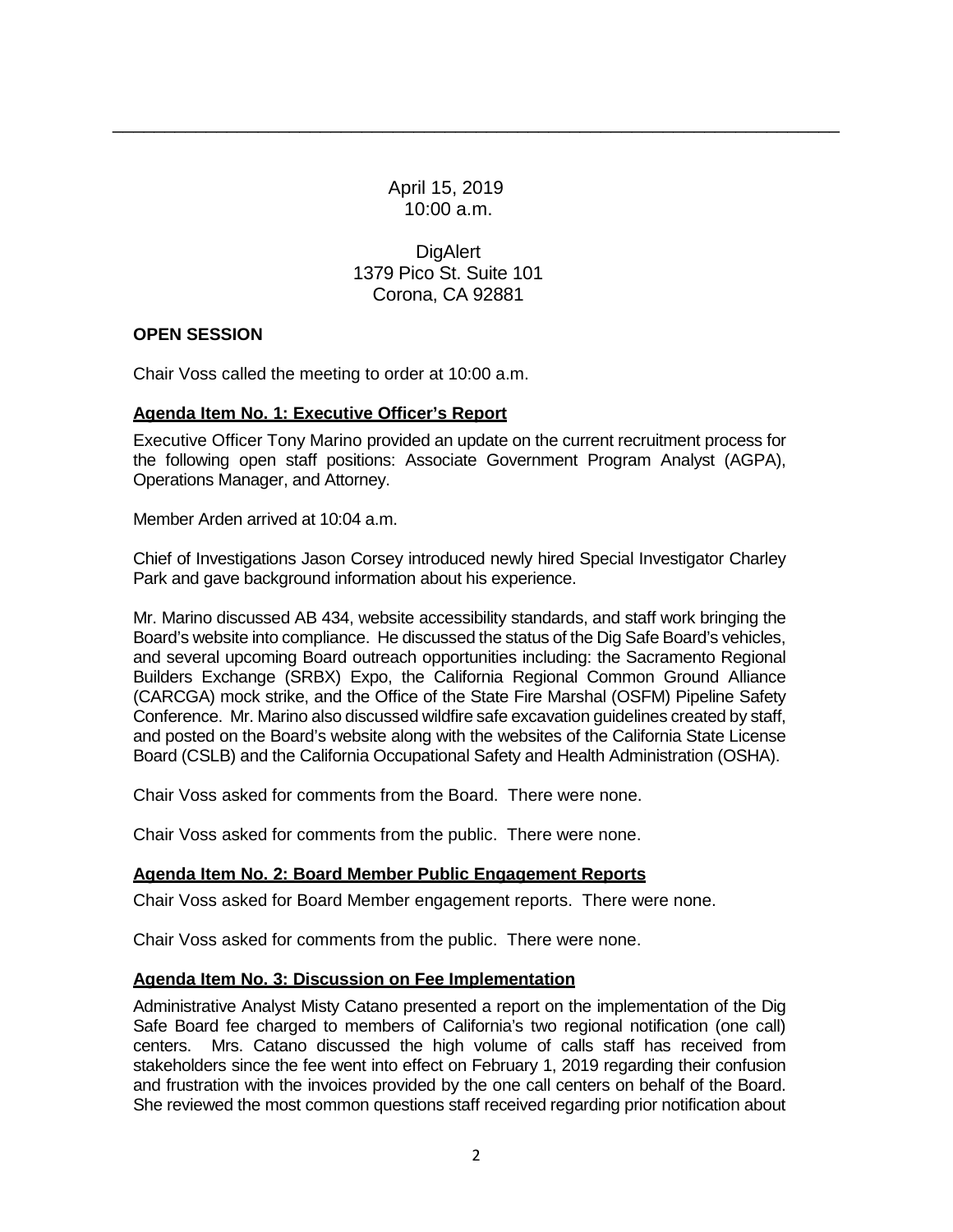April 15, 2019
10:00 a.m.

DigAlert
1379 Pico St. Suite 101
Corona, CA 92881

**OPEN SESSION**

Chair Voss called the meeting to order at 10:00 a.m.

**Agenda Item No. 1: Executive Officer's Report**

Executive Officer Tony Marino provided an update on the current recruitment process for the following open staff positions: Associate Government Program Analyst (AGPA), Operations Manager, and Attorney.

Member Arden arrived at 10:04 a.m.

Chief of Investigations Jason Corsey introduced newly hired Special Investigator Charley Park and gave background information about his experience.

Mr. Marino discussed AB 434, website accessibility standards, and staff work bringing the Board's website into compliance. He discussed the status of the Dig Safe Board's vehicles, and several upcoming Board outreach opportunities including: the Sacramento Regional Builders Exchange (SRBX) Expo, the California Regional Common Ground Alliance (CARCGA) mock strike, and the Office of the State Fire Marshal (OSFM) Pipeline Safety Conference. Mr. Marino also discussed wildfire safe excavation guidelines created by staff, and posted on the Board's website along with the websites of the California State License Board (CSLB) and the California Occupational Safety and Health Administration (OSHA).

Chair Voss asked for comments from the Board. There were none.

Chair Voss asked for comments from the public. There were none.

**Agenda Item No. 2: Board Member Public Engagement Reports**

Chair Voss asked for Board Member engagement reports. There were none.

Chair Voss asked for comments from the public. There were none.

**Agenda Item No. 3: Discussion on Fee Implementation**

Administrative Analyst Misty Catano presented a report on the implementation of the Dig Safe Board fee charged to members of California's two regional notification (one call) centers. Mrs. Catano discussed the high volume of calls staff has received from stakeholders since the fee went into effect on February 1, 2019 regarding their confusion and frustration with the invoices provided by the one call centers on behalf of the Board. She reviewed the most common questions staff received regarding prior notification about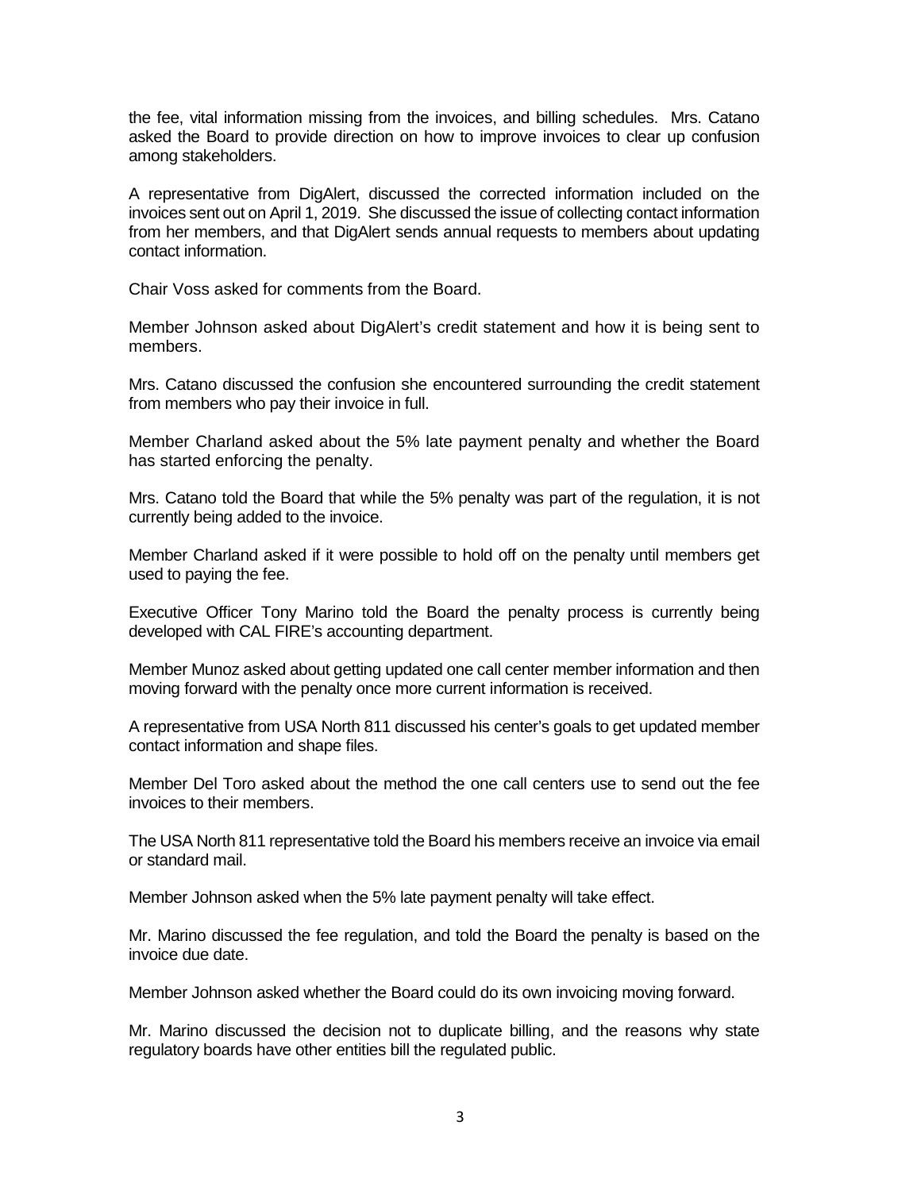the fee, vital information missing from the invoices, and billing schedules. Mrs. Catano asked the Board to provide direction on how to improve invoices to clear up confusion among stakeholders.

A representative from DigAlert, discussed the corrected information included on the invoices sent out on April 1, 2019. She discussed the issue of collecting contact information from her members, and that DigAlert sends annual requests to members about updating contact information.

Chair Voss asked for comments from the Board.

Member Johnson asked about DigAlert's credit statement and how it is being sent to members.

Mrs. Catano discussed the confusion she encountered surrounding the credit statement from members who pay their invoice in full.

Member Charland asked about the 5% late payment penalty and whether the Board has started enforcing the penalty.

Mrs. Catano told the Board that while the 5% penalty was part of the regulation, it is not currently being added to the invoice.

Member Charland asked if it were possible to hold off on the penalty until members get used to paying the fee.

Executive Officer Tony Marino told the Board the penalty process is currently being developed with CAL FIRE's accounting department.

Member Munoz asked about getting updated one call center member information and then moving forward with the penalty once more current information is received.

A representative from USA North 811 discussed his center's goals to get updated member contact information and shape files.

Member Del Toro asked about the method the one call centers use to send out the fee invoices to their members.

The USA North 811 representative told the Board his members receive an invoice via email or standard mail.

Member Johnson asked when the 5% late payment penalty will take effect.

Mr. Marino discussed the fee regulation, and told the Board the penalty is based on the invoice due date.

Member Johnson asked whether the Board could do its own invoicing moving forward.

Mr. Marino discussed the decision not to duplicate billing, and the reasons why state regulatory boards have other entities bill the regulated public.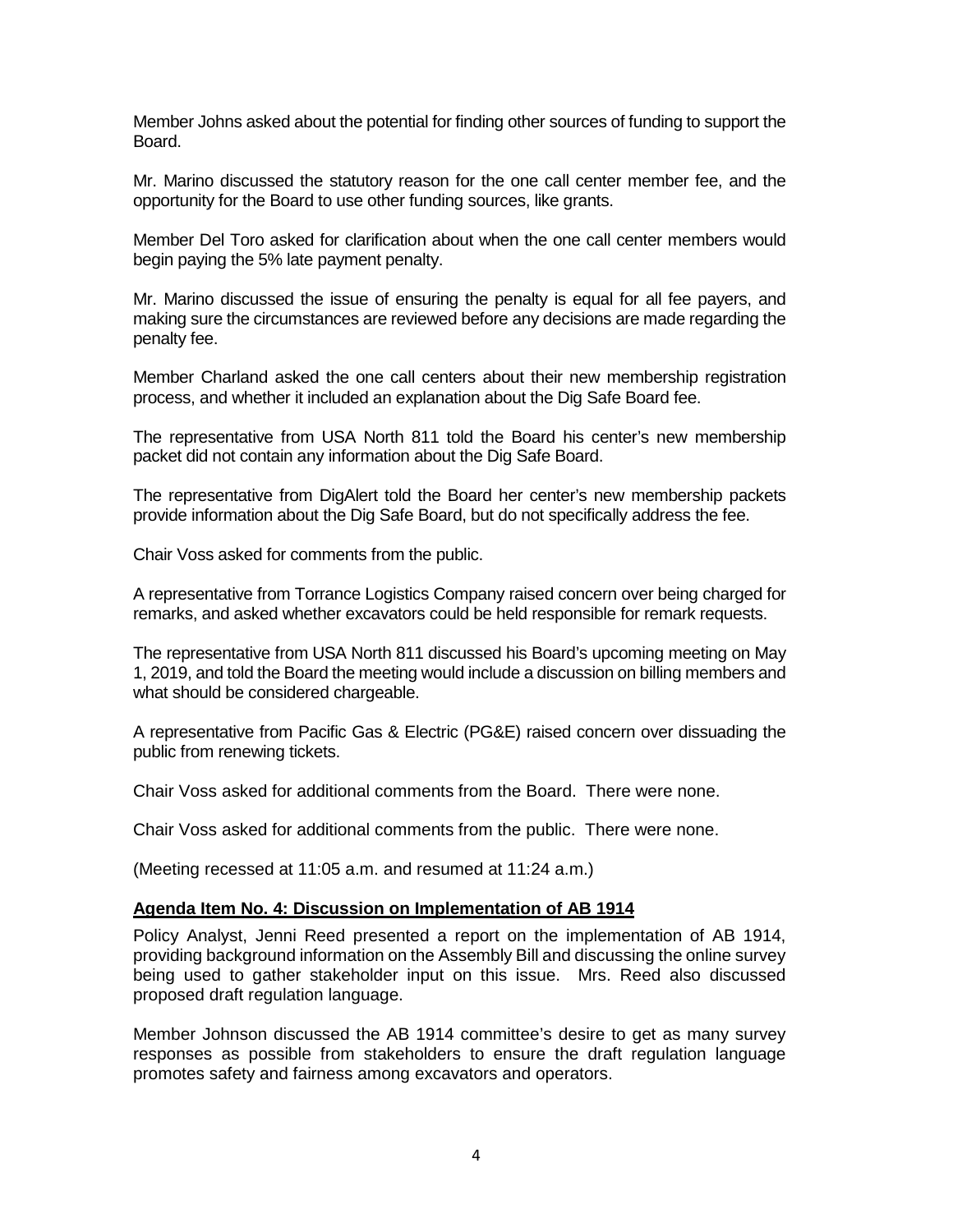Member Johns asked about the potential for finding other sources of funding to support the Board.

Mr. Marino discussed the statutory reason for the one call center member fee, and the opportunity for the Board to use other funding sources, like grants.

Member Del Toro asked for clarification about when the one call center members would begin paying the 5% late payment penalty.

Mr. Marino discussed the issue of ensuring the penalty is equal for all fee payers, and making sure the circumstances are reviewed before any decisions are made regarding the penalty fee.

Member Charland asked the one call centers about their new membership registration process, and whether it included an explanation about the Dig Safe Board fee.

The representative from USA North 811 told the Board his center's new membership packet did not contain any information about the Dig Safe Board.

The representative from DigAlert told the Board her center's new membership packets provide information about the Dig Safe Board, but do not specifically address the fee.

Chair Voss asked for comments from the public.

A representative from Torrance Logistics Company raised concern over being charged for remarks, and asked whether excavators could be held responsible for remark requests.

The representative from USA North 811 discussed his Board's upcoming meeting on May 1, 2019, and told the Board the meeting would include a discussion on billing members and what should be considered chargeable.

A representative from Pacific Gas & Electric (PG&E) raised concern over dissuading the public from renewing tickets.

Chair Voss asked for additional comments from the Board. There were none.

Chair Voss asked for additional comments from the public. There were none.

(Meeting recessed at 11:05 a.m. and resumed at 11:24 a.m.)

**Agenda Item No. 4: Discussion on Implementation of AB 1914**

Policy Analyst, Jenni Reed presented a report on the implementation of AB 1914, providing background information on the Assembly Bill and discussing the online survey being used to gather stakeholder input on this issue. Mrs. Reed also discussed proposed draft regulation language.

Member Johnson discussed the AB 1914 committee's desire to get as many survey responses as possible from stakeholders to ensure the draft regulation language promotes safety and fairness among excavators and operators.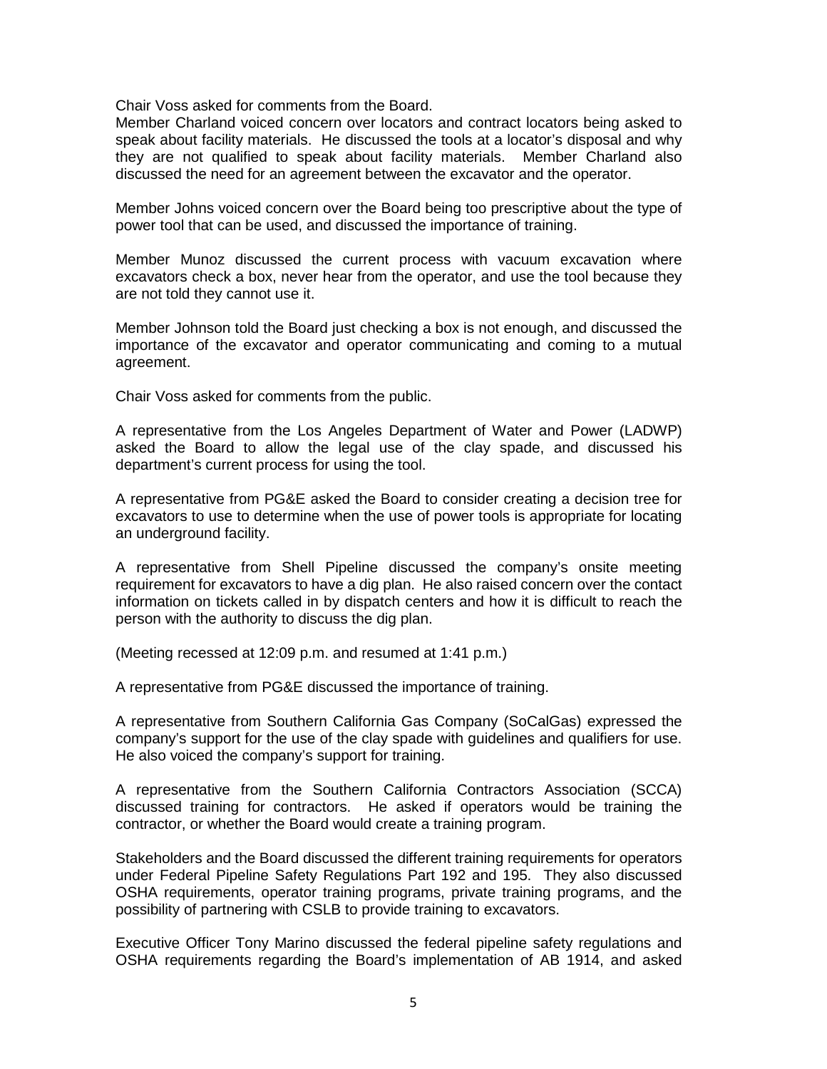Chair Voss asked for comments from the Board.
Member Charland voiced concern over locators and contract locators being asked to speak about facility materials. He discussed the tools at a locator's disposal and why they are not qualified to speak about facility materials. Member Charland also discussed the need for an agreement between the excavator and the operator.

Member Johns voiced concern over the Board being too prescriptive about the type of power tool that can be used, and discussed the importance of training.

Member Munoz discussed the current process with vacuum excavation where excavators check a box, never hear from the operator, and use the tool because they are not told they cannot use it.

Member Johnson told the Board just checking a box is not enough, and discussed the importance of the excavator and operator communicating and coming to a mutual agreement.

Chair Voss asked for comments from the public.

A representative from the Los Angeles Department of Water and Power (LADWP) asked the Board to allow the legal use of the clay spade, and discussed his department's current process for using the tool.

A representative from PG&E asked the Board to consider creating a decision tree for excavators to use to determine when the use of power tools is appropriate for locating an underground facility.

A representative from Shell Pipeline discussed the company's onsite meeting requirement for excavators to have a dig plan. He also raised concern over the contact information on tickets called in by dispatch centers and how it is difficult to reach the person with the authority to discuss the dig plan.

(Meeting recessed at 12:09 p.m. and resumed at 1:41 p.m.)

A representative from PG&E discussed the importance of training.

A representative from Southern California Gas Company (SoCalGas) expressed the company's support for the use of the clay spade with guidelines and qualifiers for use. He also voiced the company's support for training.

A representative from the Southern California Contractors Association (SCCA) discussed training for contractors. He asked if operators would be training the contractor, or whether the Board would create a training program.

Stakeholders and the Board discussed the different training requirements for operators under Federal Pipeline Safety Regulations Part 192 and 195. They also discussed OSHA requirements, operator training programs, private training programs, and the possibility of partnering with CSLB to provide training to excavators.

Executive Officer Tony Marino discussed the federal pipeline safety regulations and OSHA requirements regarding the Board's implementation of AB 1914, and asked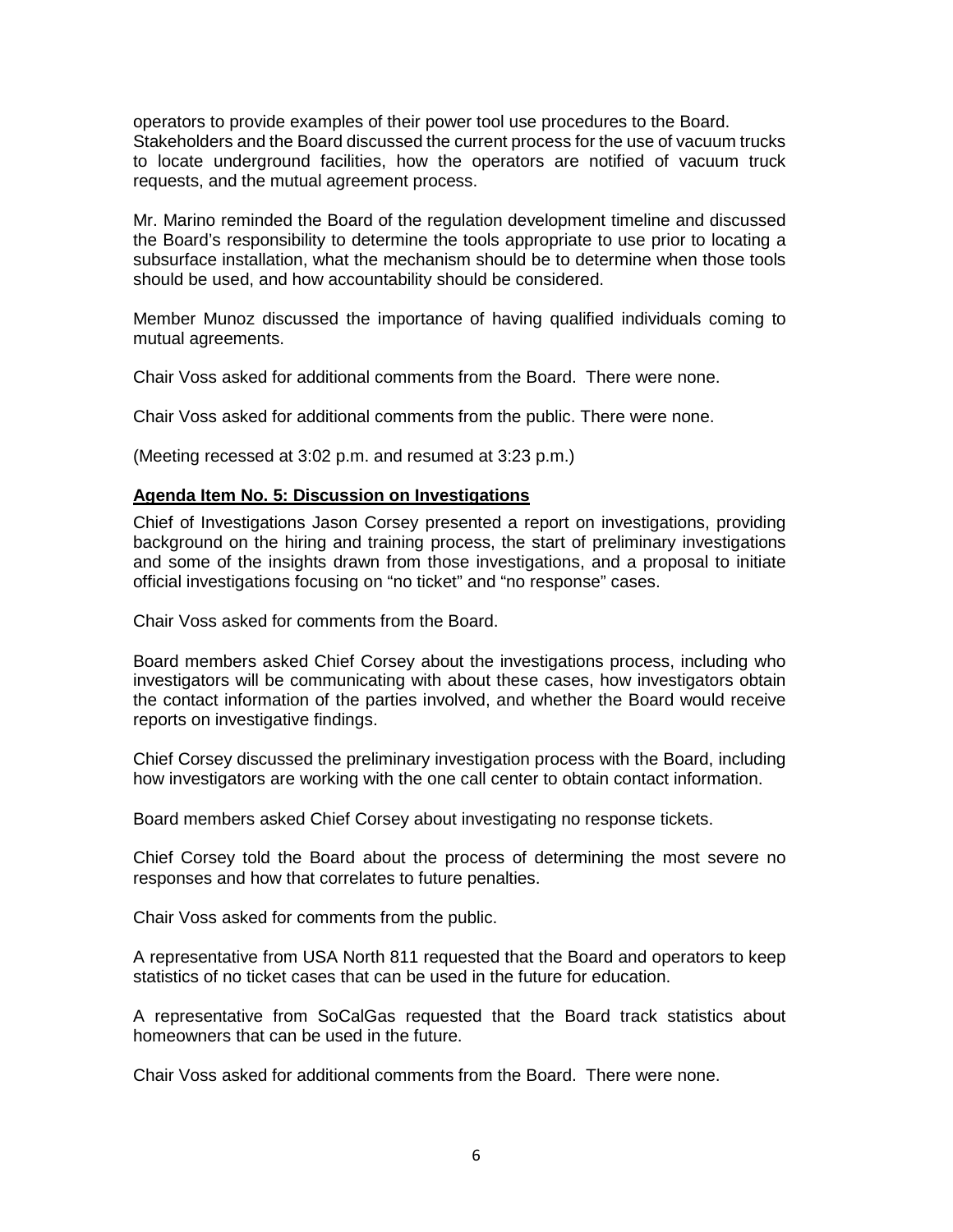operators to provide examples of their power tool use procedures to the Board. Stakeholders and the Board discussed the current process for the use of vacuum trucks to locate underground facilities, how the operators are notified of vacuum truck requests, and the mutual agreement process.

Mr. Marino reminded the Board of the regulation development timeline and discussed the Board's responsibility to determine the tools appropriate to use prior to locating a subsurface installation, what the mechanism should be to determine when those tools should be used, and how accountability should be considered.

Member Munoz discussed the importance of having qualified individuals coming to mutual agreements.

Chair Voss asked for additional comments from the Board. There were none.

Chair Voss asked for additional comments from the public. There were none.

(Meeting recessed at 3:02 p.m. and resumed at 3:23 p.m.)

**Agenda Item No. 5: Discussion on Investigations**

Chief of Investigations Jason Corsey presented a report on investigations, providing background on the hiring and training process, the start of preliminary investigations and some of the insights drawn from those investigations, and a proposal to initiate official investigations focusing on "no ticket" and "no response" cases.

Chair Voss asked for comments from the Board.

Board members asked Chief Corsey about the investigations process, including who investigators will be communicating with about these cases, how investigators obtain the contact information of the parties involved, and whether the Board would receive reports on investigative findings.

Chief Corsey discussed the preliminary investigation process with the Board, including how investigators are working with the one call center to obtain contact information.

Board members asked Chief Corsey about investigating no response tickets.

Chief Corsey told the Board about the process of determining the most severe no responses and how that correlates to future penalties.

Chair Voss asked for comments from the public.

A representative from USA North 811 requested that the Board and operators to keep statistics of no ticket cases that can be used in the future for education.

A representative from SoCalGas requested that the Board track statistics about homeowners that can be used in the future.

Chair Voss asked for additional comments from the Board. There were none.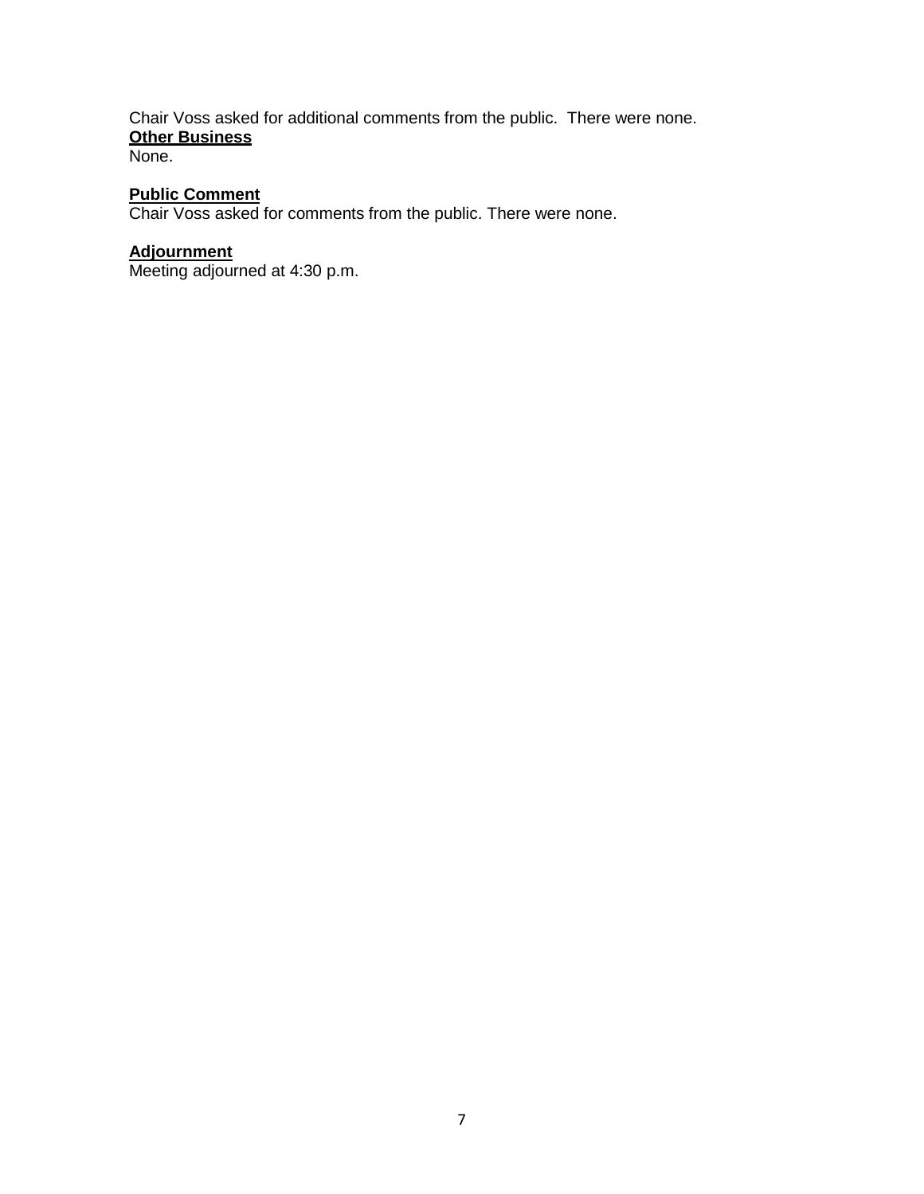Chair Voss asked for additional comments from the public. There were none.

**Other Business**

None.

**Public Comment**

Chair Voss asked for comments from the public. There were none.

**Adjournment**

Meeting adjourned at 4:30 p.m.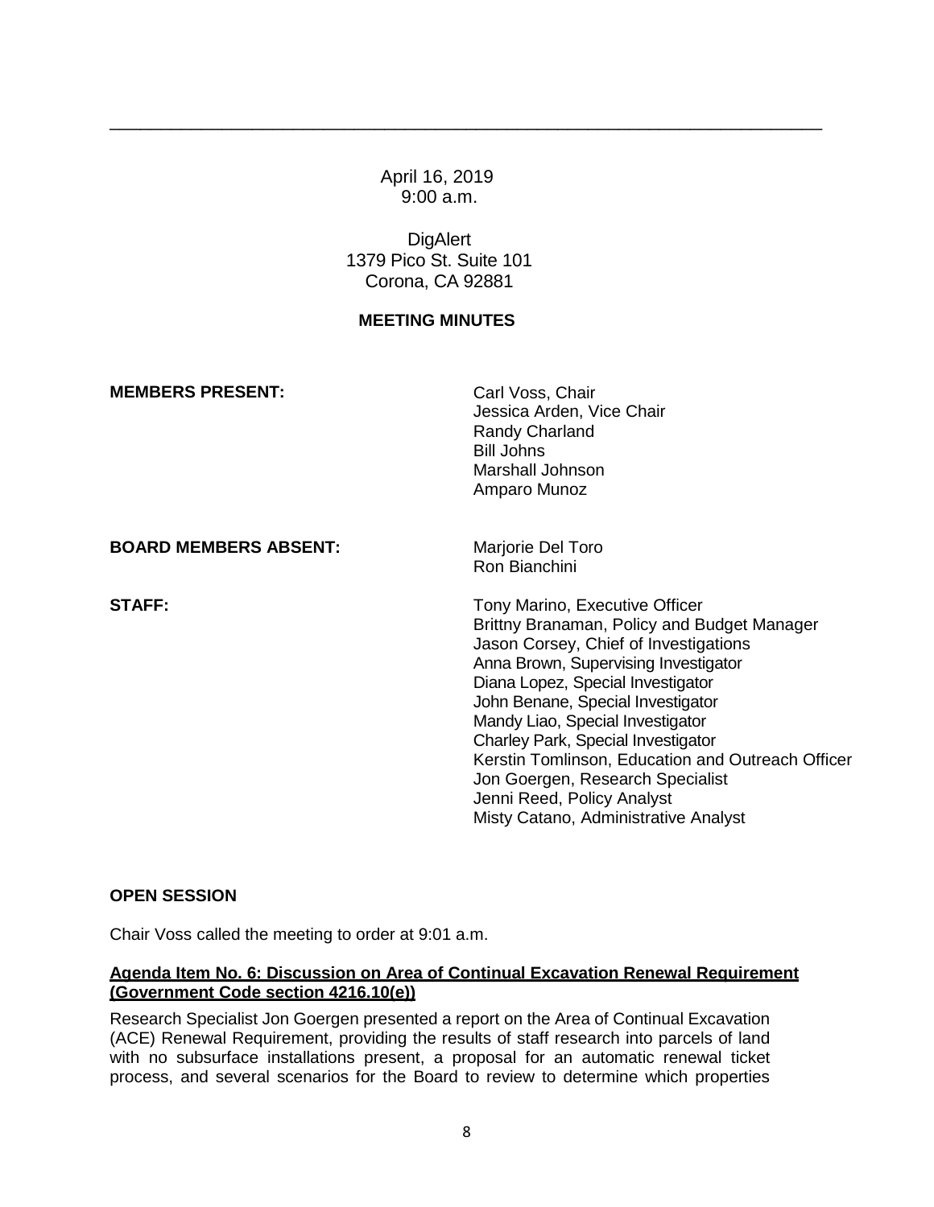April 16, 2019
9:00 a.m.

DigAlert
1379 Pico St. Suite 101
Corona, CA 92881

**MEETING MINUTES**

**MEMBERS PRESENT:**

Carl Voss, Chair
Jessica Arden, Vice Chair
Randy Charland
Bill Johns
Marshall Johnson
Amparo Munoz

**BOARD MEMBERS ABSENT:**

Marjorie Del Toro
Ron Bianchini

**STAFF:**

Tony Marino, Executive Officer
Brittny Branaman, Policy and Budget Manager
Jason Corsey, Chief of Investigations
Anna Brown, Supervising Investigator
Diana Lopez, Special Investigator
John Benane, Special Investigator
Mandy Liao, Special Investigator
Charley Park, Special Investigator
Kerstin Tomlinson, Education and Outreach Officer
Jon Goergen, Research Specialist
Jenni Reed, Policy Analyst
Misty Catano, Administrative Analyst

**OPEN SESSION**

Chair Voss called the meeting to order at 9:01 a.m.

**Agenda Item No. 6: Discussion on Area of Continual Excavation Renewal Requirement (Government Code section 4216.10(e))**

Research Specialist Jon Goergen presented a report on the Area of Continual Excavation (ACE) Renewal Requirement, providing the results of staff research into parcels of land with no subsurface installations present, a proposal for an automatic renewal ticket process, and several scenarios for the Board to review to determine which properties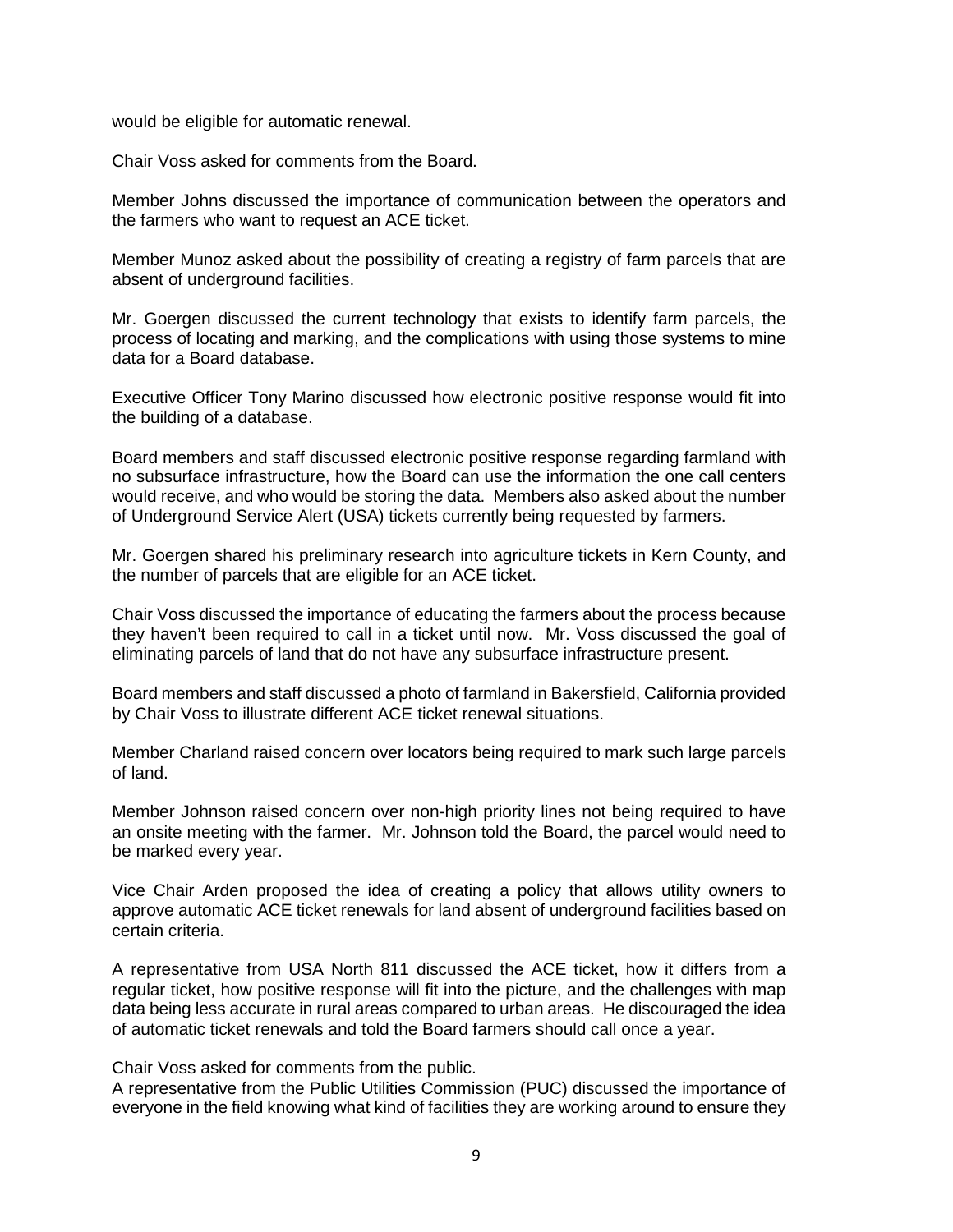would be eligible for automatic renewal.

Chair Voss asked for comments from the Board.

Member Johns discussed the importance of communication between the operators and the farmers who want to request an ACE ticket.

Member Munoz asked about the possibility of creating a registry of farm parcels that are absent of underground facilities.

Mr. Goergen discussed the current technology that exists to identify farm parcels, the process of locating and marking, and the complications with using those systems to mine data for a Board database.

Executive Officer Tony Marino discussed how electronic positive response would fit into the building of a database.

Board members and staff discussed electronic positive response regarding farmland with no subsurface infrastructure, how the Board can use the information the one call centers would receive, and who would be storing the data. Members also asked about the number of Underground Service Alert (USA) tickets currently being requested by farmers.

Mr. Goergen shared his preliminary research into agriculture tickets in Kern County, and the number of parcels that are eligible for an ACE ticket.

Chair Voss discussed the importance of educating the farmers about the process because they haven't been required to call in a ticket until now. Mr. Voss discussed the goal of eliminating parcels of land that do not have any subsurface infrastructure present.

Board members and staff discussed a photo of farmland in Bakersfield, California provided by Chair Voss to illustrate different ACE ticket renewal situations.

Member Charland raised concern over locators being required to mark such large parcels of land.

Member Johnson raised concern over non-high priority lines not being required to have an onsite meeting with the farmer. Mr. Johnson told the Board, the parcel would need to be marked every year.

Vice Chair Arden proposed the idea of creating a policy that allows utility owners to approve automatic ACE ticket renewals for land absent of underground facilities based on certain criteria.

A representative from USA North 811 discussed the ACE ticket, how it differs from a regular ticket, how positive response will fit into the picture, and the challenges with map data being less accurate in rural areas compared to urban areas. He discouraged the idea of automatic ticket renewals and told the Board farmers should call once a year.

Chair Voss asked for comments from the public.
A representative from the Public Utilities Commission (PUC) discussed the importance of everyone in the field knowing what kind of facilities they are working around to ensure they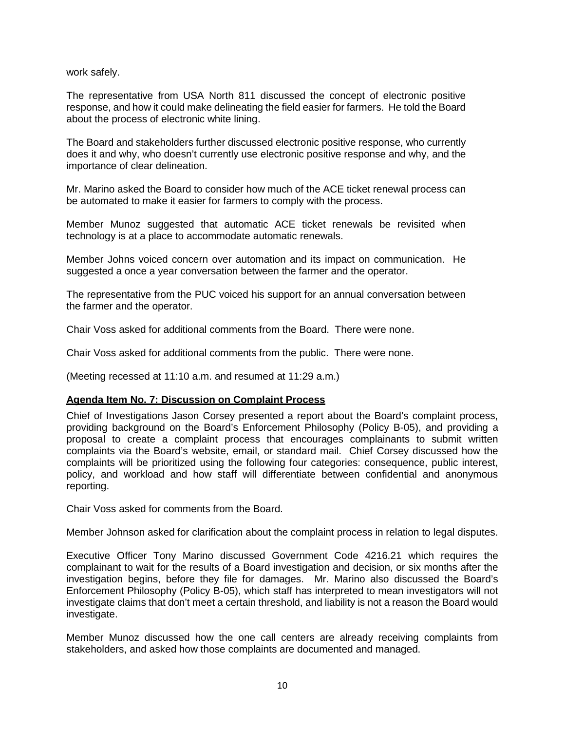work safely.

The representative from USA North 811 discussed the concept of electronic positive response, and how it could make delineating the field easier for farmers. He told the Board about the process of electronic white lining.

The Board and stakeholders further discussed electronic positive response, who currently does it and why, who doesn't currently use electronic positive response and why, and the importance of clear delineation.

Mr. Marino asked the Board to consider how much of the ACE ticket renewal process can be automated to make it easier for farmers to comply with the process.

Member Munoz suggested that automatic ACE ticket renewals be revisited when technology is at a place to accommodate automatic renewals.

Member Johns voiced concern over automation and its impact on communication. He suggested a once a year conversation between the farmer and the operator.

The representative from the PUC voiced his support for an annual conversation between the farmer and the operator.

Chair Voss asked for additional comments from the Board. There were none.

Chair Voss asked for additional comments from the public. There were none.

(Meeting recessed at 11:10 a.m. and resumed at 11:29 a.m.)

**Agenda Item No. 7: Discussion on Complaint Process**

Chief of Investigations Jason Corsey presented a report about the Board's complaint process, providing background on the Board's Enforcement Philosophy (Policy B-05), and providing a proposal to create a complaint process that encourages complainants to submit written complaints via the Board's website, email, or standard mail. Chief Corsey discussed how the complaints will be prioritized using the following four categories: consequence, public interest, policy, and workload and how staff will differentiate between confidential and anonymous reporting.

Chair Voss asked for comments from the Board.

Member Johnson asked for clarification about the complaint process in relation to legal disputes.

Executive Officer Tony Marino discussed Government Code 4216.21 which requires the complainant to wait for the results of a Board investigation and decision, or six months after the investigation begins, before they file for damages. Mr. Marino also discussed the Board's Enforcement Philosophy (Policy B-05), which staff has interpreted to mean investigators will not investigate claims that don't meet a certain threshold, and liability is not a reason the Board would investigate.

Member Munoz discussed how the one call centers are already receiving complaints from stakeholders, and asked how those complaints are documented and managed.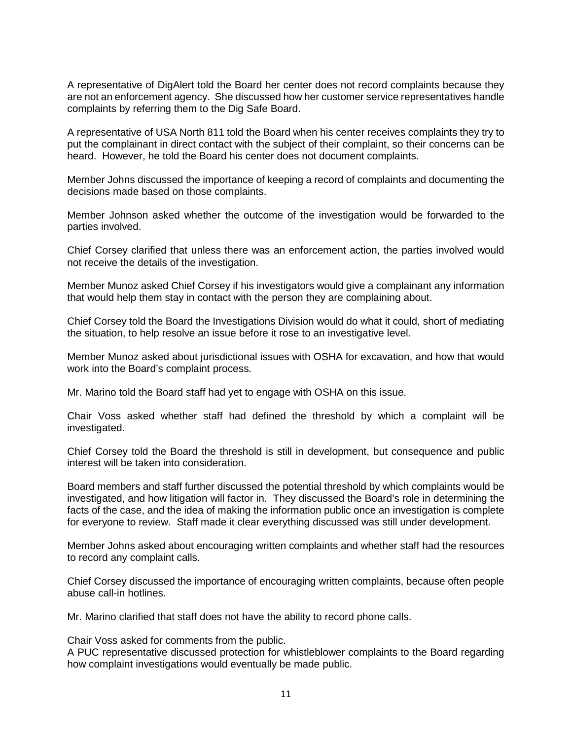A representative of DigAlert told the Board her center does not record complaints because they are not an enforcement agency. She discussed how her customer service representatives handle complaints by referring them to the Dig Safe Board.

A representative of USA North 811 told the Board when his center receives complaints they try to put the complainant in direct contact with the subject of their complaint, so their concerns can be heard. However, he told the Board his center does not document complaints.

Member Johns discussed the importance of keeping a record of complaints and documenting the decisions made based on those complaints.

Member Johnson asked whether the outcome of the investigation would be forwarded to the parties involved.

Chief Corsey clarified that unless there was an enforcement action, the parties involved would not receive the details of the investigation.

Member Munoz asked Chief Corsey if his investigators would give a complainant any information that would help them stay in contact with the person they are complaining about.

Chief Corsey told the Board the Investigations Division would do what it could, short of mediating the situation, to help resolve an issue before it rose to an investigative level.

Member Munoz asked about jurisdictional issues with OSHA for excavation, and how that would work into the Board's complaint process.

Mr. Marino told the Board staff had yet to engage with OSHA on this issue.

Chair Voss asked whether staff had defined the threshold by which a complaint will be investigated.

Chief Corsey told the Board the threshold is still in development, but consequence and public interest will be taken into consideration.

Board members and staff further discussed the potential threshold by which complaints would be investigated, and how litigation will factor in. They discussed the Board's role in determining the facts of the case, and the idea of making the information public once an investigation is complete for everyone to review. Staff made it clear everything discussed was still under development.

Member Johns asked about encouraging written complaints and whether staff had the resources to record any complaint calls.

Chief Corsey discussed the importance of encouraging written complaints, because often people abuse call-in hotlines.

Mr. Marino clarified that staff does not have the ability to record phone calls.

Chair Voss asked for comments from the public.
A PUC representative discussed protection for whistleblower complaints to the Board regarding how complaint investigations would eventually be made public.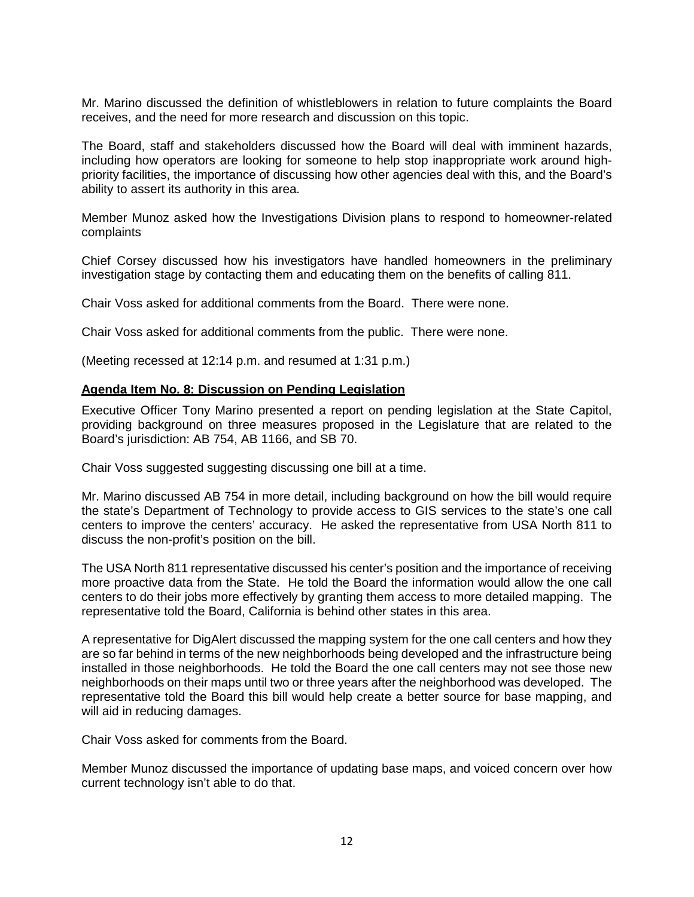Mr. Marino discussed the definition of whistleblowers in relation to future complaints the Board receives, and the need for more research and discussion on this topic.

The Board, staff and stakeholders discussed how the Board will deal with imminent hazards, including how operators are looking for someone to help stop inappropriate work around high-priority facilities, the importance of discussing how other agencies deal with this, and the Board's ability to assert its authority in this area.

Member Munoz asked how the Investigations Division plans to respond to homeowner-related complaints

Chief Corsey discussed how his investigators have handled homeowners in the preliminary investigation stage by contacting them and educating them on the benefits of calling 811.

Chair Voss asked for additional comments from the Board. There were none.

Chair Voss asked for additional comments from the public. There were none.

(Meeting recessed at 12:14 p.m. and resumed at 1:31 p.m.)

**Agenda Item No. 8: Discussion on Pending Legislation**

Executive Officer Tony Marino presented a report on pending legislation at the State Capitol, providing background on three measures proposed in the Legislature that are related to the Board's jurisdiction: AB 754, AB 1166, and SB 70.

Chair Voss suggested suggesting discussing one bill at a time.

Mr. Marino discussed AB 754 in more detail, including background on how the bill would require the state's Department of Technology to provide access to GIS services to the state's one call centers to improve the centers' accuracy. He asked the representative from USA North 811 to discuss the non-profit's position on the bill.

The USA North 811 representative discussed his center's position and the importance of receiving more proactive data from the State. He told the Board the information would allow the one call centers to do their jobs more effectively by granting them access to more detailed mapping. The representative told the Board, California is behind other states in this area.

A representative for DigAlert discussed the mapping system for the one call centers and how they are so far behind in terms of the new neighborhoods being developed and the infrastructure being installed in those neighborhoods. He told the Board the one call centers may not see those new neighborhoods on their maps until two or three years after the neighborhood was developed. The representative told the Board this bill would help create a better source for base mapping, and will aid in reducing damages.

Chair Voss asked for comments from the Board.

Member Munoz discussed the importance of updating base maps, and voiced concern over how current technology isn't able to do that.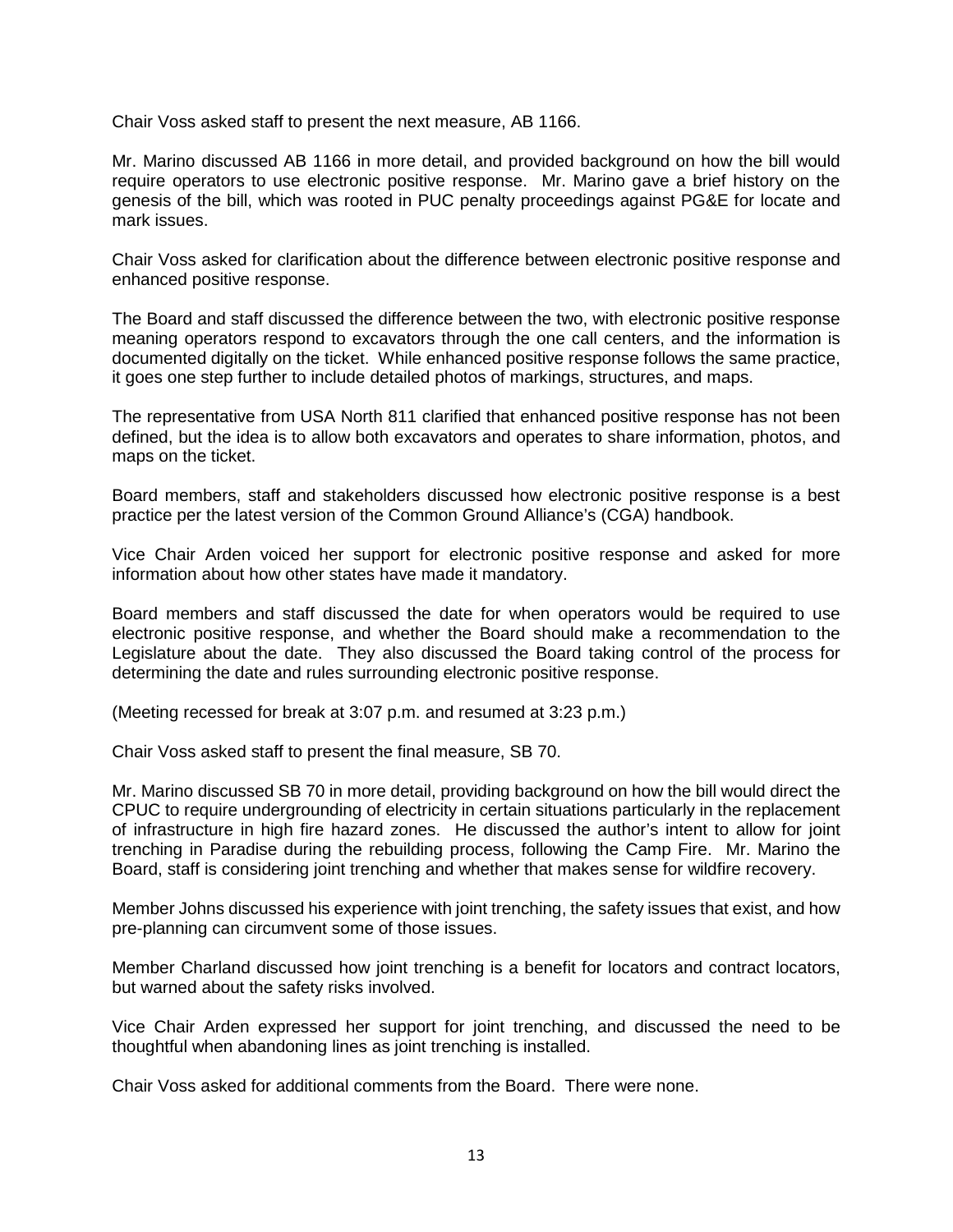Chair Voss asked staff to present the next measure, AB 1166.

Mr. Marino discussed AB 1166 in more detail, and provided background on how the bill would require operators to use electronic positive response. Mr. Marino gave a brief history on the genesis of the bill, which was rooted in PUC penalty proceedings against PG&E for locate and mark issues.

Chair Voss asked for clarification about the difference between electronic positive response and enhanced positive response.

The Board and staff discussed the difference between the two, with electronic positive response meaning operators respond to excavators through the one call centers, and the information is documented digitally on the ticket. While enhanced positive response follows the same practice, it goes one step further to include detailed photos of markings, structures, and maps.

The representative from USA North 811 clarified that enhanced positive response has not been defined, but the idea is to allow both excavators and operates to share information, photos, and maps on the ticket.

Board members, staff and stakeholders discussed how electronic positive response is a best practice per the latest version of the Common Ground Alliance's (CGA) handbook.

Vice Chair Arden voiced her support for electronic positive response and asked for more information about how other states have made it mandatory.

Board members and staff discussed the date for when operators would be required to use electronic positive response, and whether the Board should make a recommendation to the Legislature about the date. They also discussed the Board taking control of the process for determining the date and rules surrounding electronic positive response.

(Meeting recessed for break at 3:07 p.m. and resumed at 3:23 p.m.)

Chair Voss asked staff to present the final measure, SB 70.

Mr. Marino discussed SB 70 in more detail, providing background on how the bill would direct the CPUC to require undergrounding of electricity in certain situations particularly in the replacement of infrastructure in high fire hazard zones. He discussed the author's intent to allow for joint trenching in Paradise during the rebuilding process, following the Camp Fire. Mr. Marino the Board, staff is considering joint trenching and whether that makes sense for wildfire recovery.

Member Johns discussed his experience with joint trenching, the safety issues that exist, and how pre-planning can circumvent some of those issues.

Member Charland discussed how joint trenching is a benefit for locators and contract locators, but warned about the safety risks involved.

Vice Chair Arden expressed her support for joint trenching, and discussed the need to be thoughtful when abandoning lines as joint trenching is installed.

Chair Voss asked for additional comments from the Board. There were none.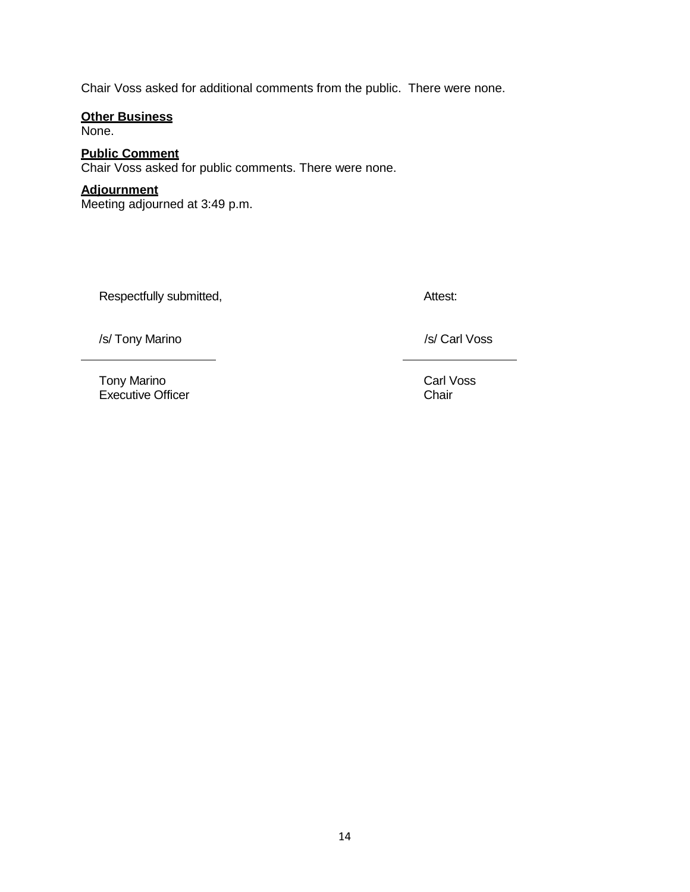Chair Voss asked for additional comments from the public. There were none.

**Other Business**

None.

**Public Comment**

Chair Voss asked for public comments. There were none.

**Adjournment**

Meeting adjourned at 3:49 p.m.

Respectfully submitted,

/s/ Tony Marino

Tony Marino
Executive Officer

Attest:

/s/ Carl Voss

Carl Voss
Chair